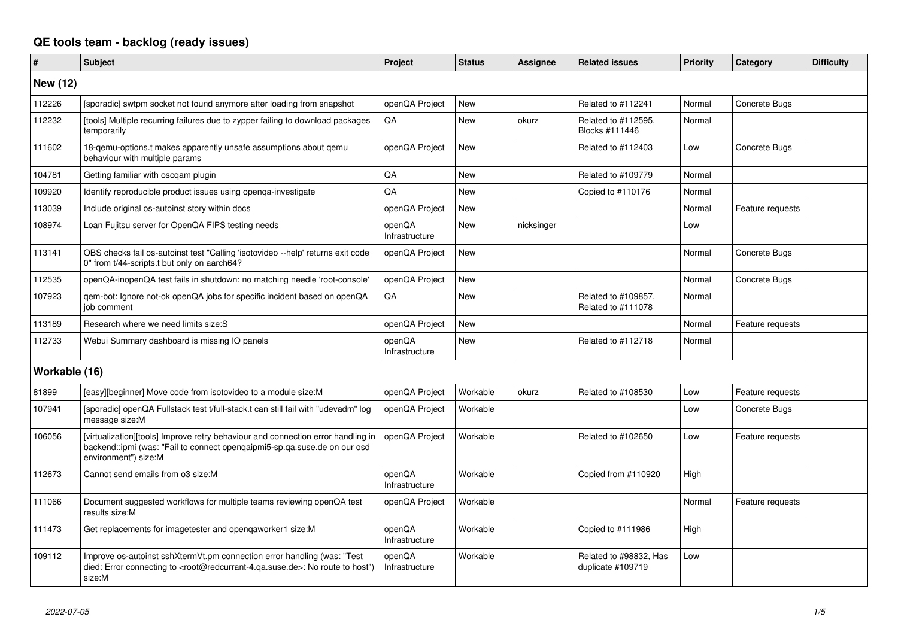# QE tools team - backlog (ready issues)

| # | Subject | Project | Status | Assignee | Related issues | Priority | Category | Difficulty |
|---|---|---|---|---|---|---|---|---|
| **New (12)** | | | | | | | | |
| 112226 | [sporadic] swtpm socket not found anymore after loading from snapshot | openQA Project | New | | Related to #112241 | Normal | Concrete Bugs | |
| 112232 | [tools] Multiple recurring failures due to zypper failing to download packages temporarily | QA | New | okurz | Related to #112595, Blocks #111446 | Normal | | |
| 111602 | 18-qemu-options.t makes apparently unsafe assumptions about qemu behaviour with multiple params | openQA Project | New | | Related to #112403 | Low | Concrete Bugs | |
| 104781 | Getting familiar with oscqam plugin | QA | New | | Related to #109779 | Normal | | |
| 109920 | Identify reproducible product issues using openqa-investigate | QA | New | | Copied to #110176 | Normal | | |
| 113039 | Include original os-autoinst story within docs | openQA Project | New | | | Normal | Feature requests | |
| 108974 | Loan Fujitsu server for OpenQA FIPS testing needs | openQA Infrastructure | New | nicksinger | | Low | | |
| 113141 | OBS checks fail os-autoinst test "Calling 'isotovideo --help' returns exit code 0" from t/44-scripts.t but only on aarch64? | openQA Project | New | | | Normal | Concrete Bugs | |
| 112535 | openQA-inopenQA test fails in shutdown: no matching needle 'root-console' | openQA Project | New | | | Normal | Concrete Bugs | |
| 107923 | qem-bot: Ignore not-ok openQA jobs for specific incident based on openQA job comment | QA | New | | Related to #109857, Related to #111078 | Normal | | |
| 113189 | Research where we need limits size:S | openQA Project | New | | | Normal | Feature requests | |
| 112733 | Webui Summary dashboard is missing IO panels | openQA Infrastructure | New | | Related to #112718 | Normal | | |
| **Workable (16)** | | | | | | | | |
| 81899 | [easy][beginner] Move code from isotovideo to a module size:M | openQA Project | Workable | okurz | Related to #108530 | Low | Feature requests | |
| 107941 | [sporadic] openQA Fullstack test t/full-stack.t can still fail with "udevadm" log message size:M | openQA Project | Workable | | | Low | Concrete Bugs | |
| 106056 | [virtualization][tools] Improve retry behaviour and connection error handling in backend::ipmi (was: "Fail to connect openqaipmi5-sp.qa.suse.de on our osd environment") size:M | openQA Project | Workable | | Related to #102650 | Low | Feature requests | |
| 112673 | Cannot send emails from o3 size:M | openQA Infrastructure | Workable | | Copied from #110920 | High | | |
| 111066 | Document suggested workflows for multiple teams reviewing openQA test results size:M | openQA Project | Workable | | | Normal | Feature requests | |
| 111473 | Get replacements for imagetester and openqaworker1 size:M | openQA Infrastructure | Workable | | Copied to #111986 | High | | |
| 109112 | Improve os-autoinst sshXtermVt.pm connection error handling (was: "Test died: Error connecting to <root@redcurrant-4.qa.suse.de>: No route to host") size:M | openQA Infrastructure | Workable | | Related to #98832, Has duplicate #109719 | Low | | |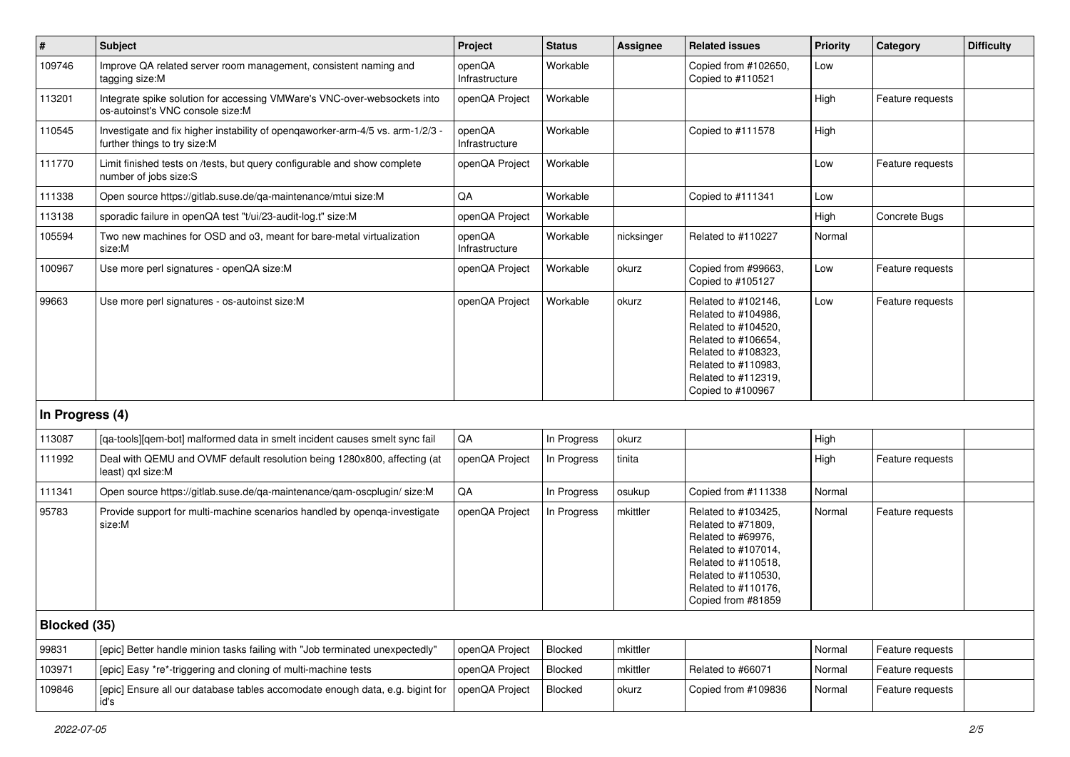| # | Subject | Project | Status | Assignee | Related issues | Priority | Category | Difficulty |
|---|---|---|---|---|---|---|---|---|
| 109746 | Improve QA related server room management, consistent naming and tagging size:M | openQA Infrastructure | Workable | | Copied from #102650, Copied to #110521 | Low | | |
| 113201 | Integrate spike solution for accessing VMWare's VNC-over-websockets into os-autoinst's VNC console size:M | openQA Project | Workable | | | High | Feature requests | |
| 110545 | Investigate and fix higher instability of openqaworker-arm-4/5 vs. arm-1/2/3 - further things to try size:M | openQA Infrastructure | Workable | | Copied to #111578 | High | | |
| 111770 | Limit finished tests on /tests, but query configurable and show complete number of jobs size:S | openQA Project | Workable | | | Low | Feature requests | |
| 111338 | Open source https://gitlab.suse.de/qa-maintenance/mtui size:M | QA | Workable | | Copied to #111341 | Low | | |
| 113138 | sporadic failure in openQA test "t/ui/23-audit-log.t" size:M | openQA Project | Workable | | | High | Concrete Bugs | |
| 105594 | Two new machines for OSD and o3, meant for bare-metal virtualization size:M | openQA Infrastructure | Workable | nicksinger | Related to #110227 | Normal | | |
| 100967 | Use more perl signatures - openQA size:M | openQA Project | Workable | okurz | Copied from #99663, Copied to #105127 | Low | Feature requests | |
| 99663 | Use more perl signatures - os-autoinst size:M | openQA Project | Workable | okurz | Related to #102146, Related to #104986, Related to #104520, Related to #106654, Related to #108323, Related to #110983, Related to #112319, Copied to #100967 | Low | Feature requests | |
| **In Progress (4)** | | | | | | | | |
| 113087 | [qa-tools][qem-bot] malformed data in smelt incident causes smelt sync fail | QA | In Progress | okurz | | High | | |
| 111992 | Deal with QEMU and OVMF default resolution being 1280x800, affecting (at least) qxl size:M | openQA Project | In Progress | tinita | | High | Feature requests | |
| 111341 | Open source https://gitlab.suse.de/qa-maintenance/qam-oscplugin/ size:M | QA | In Progress | osukup | Copied from #111338 | Normal | | |
| 95783 | Provide support for multi-machine scenarios handled by openqa-investigate size:M | openQA Project | In Progress | mkittler | Related to #103425, Related to #71809, Related to #69976, Related to #107014, Related to #110518, Related to #110530, Related to #110176, Copied from #81859 | Normal | Feature requests | |
| **Blocked (35)** | | | | | | | | |
| 99831 | [epic] Better handle minion tasks failing with "Job terminated unexpectedly" | openQA Project | Blocked | mkittler | | Normal | Feature requests | |
| 103971 | [epic] Easy *re*-triggering and cloning of multi-machine tests | openQA Project | Blocked | mkittler | Related to #66071 | Normal | Feature requests | |
| 109846 | [epic] Ensure all our database tables accomodate enough data, e.g. bigint for id's | openQA Project | Blocked | okurz | Copied from #109836 | Normal | Feature requests | |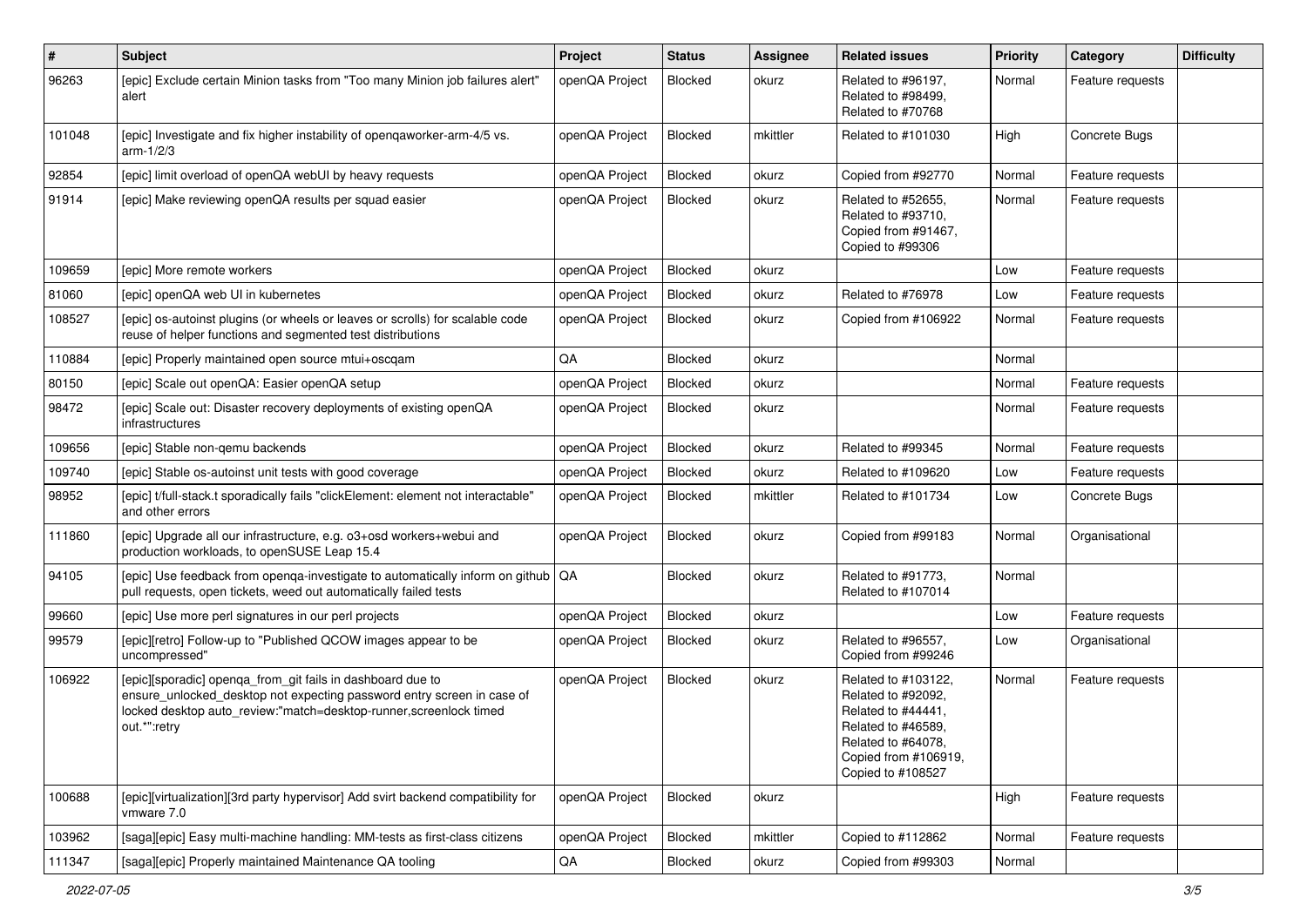| # | Subject | Project | Status | Assignee | Related issues | Priority | Category | Difficulty |
|---|---|---|---|---|---|---|---|---|
| 96263 | [epic] Exclude certain Minion tasks from "Too many Minion job failures alert" alert | openQA Project | Blocked | okurz | Related to #96197, Related to #98499, Related to #70768 | Normal | Feature requests | |
| 101048 | [epic] Investigate and fix higher instability of openqaworker-arm-4/5 vs. arm-1/2/3 | openQA Project | Blocked | mkittler | Related to #101030 | High | Concrete Bugs | |
| 92854 | [epic] limit overload of openQA webUI by heavy requests | openQA Project | Blocked | okurz | Copied from #92770 | Normal | Feature requests | |
| 91914 | [epic] Make reviewing openQA results per squad easier | openQA Project | Blocked | okurz | Related to #52655, Related to #93710, Copied from #91467, Copied to #99306 | Normal | Feature requests | |
| 109659 | [epic] More remote workers | openQA Project | Blocked | okurz | | Low | Feature requests | |
| 81060 | [epic] openQA web UI in kubernetes | openQA Project | Blocked | okurz | Related to #76978 | Low | Feature requests | |
| 108527 | [epic] os-autoinst plugins (or wheels or leaves or scrolls) for scalable code reuse of helper functions and segmented test distributions | openQA Project | Blocked | okurz | Copied from #106922 | Normal | Feature requests | |
| 110884 | [epic] Properly maintained open source mtui+oscqam | QA | Blocked | okurz | | Normal | | |
| 80150 | [epic] Scale out openQA: Easier openQA setup | openQA Project | Blocked | okurz | | Normal | Feature requests | |
| 98472 | [epic] Scale out: Disaster recovery deployments of existing openQA infrastructures | openQA Project | Blocked | okurz | | Normal | Feature requests | |
| 109656 | [epic] Stable non-qemu backends | openQA Project | Blocked | okurz | Related to #99345 | Normal | Feature requests | |
| 109740 | [epic] Stable os-autoinst unit tests with good coverage | openQA Project | Blocked | okurz | Related to #109620 | Low | Feature requests | |
| 98952 | [epic] t/full-stack.t sporadically fails "clickElement: element not interactable" and other errors | openQA Project | Blocked | mkittler | Related to #101734 | Low | Concrete Bugs | |
| 111860 | [epic] Upgrade all our infrastructure, e.g. o3+osd workers+webui and production workloads, to openSUSE Leap 15.4 | openQA Project | Blocked | okurz | Copied from #99183 | Normal | Organisational | |
| 94105 | [epic] Use feedback from openqa-investigate to automatically inform on github pull requests, open tickets, weed out automatically failed tests | QA | Blocked | okurz | Related to #91773, Related to #107014 | Normal | | |
| 99660 | [epic] Use more perl signatures in our perl projects | openQA Project | Blocked | okurz | | Low | Feature requests | |
| 99579 | [epic][retro] Follow-up to "Published QCOW images appear to be uncompressed" | openQA Project | Blocked | okurz | Related to #96557, Copied from #99246 | Low | Organisational | |
| 106922 | [epic][sporadic] openqa_from_git fails in dashboard due to ensure_unlocked_desktop not expecting password entry screen in case of locked desktop auto_review:"match=desktop-runner,screenlock timed out.*":retry | openQA Project | Blocked | okurz | Related to #103122, Related to #92092, Related to #44441, Related to #46589, Related to #64078, Copied from #106919, Copied to #108527 | Normal | Feature requests | |
| 100688 | [epic][virtualization][3rd party hypervisor] Add svirt backend compatibility for vmware 7.0 | openQA Project | Blocked | okurz | | High | Feature requests | |
| 103962 | [saga][epic] Easy multi-machine handling: MM-tests as first-class citizens | openQA Project | Blocked | mkittler | Copied to #112862 | Normal | Feature requests | |
| 111347 | [saga][epic] Properly maintained Maintenance QA tooling | QA | Blocked | okurz | Copied from #99303 | Normal | | |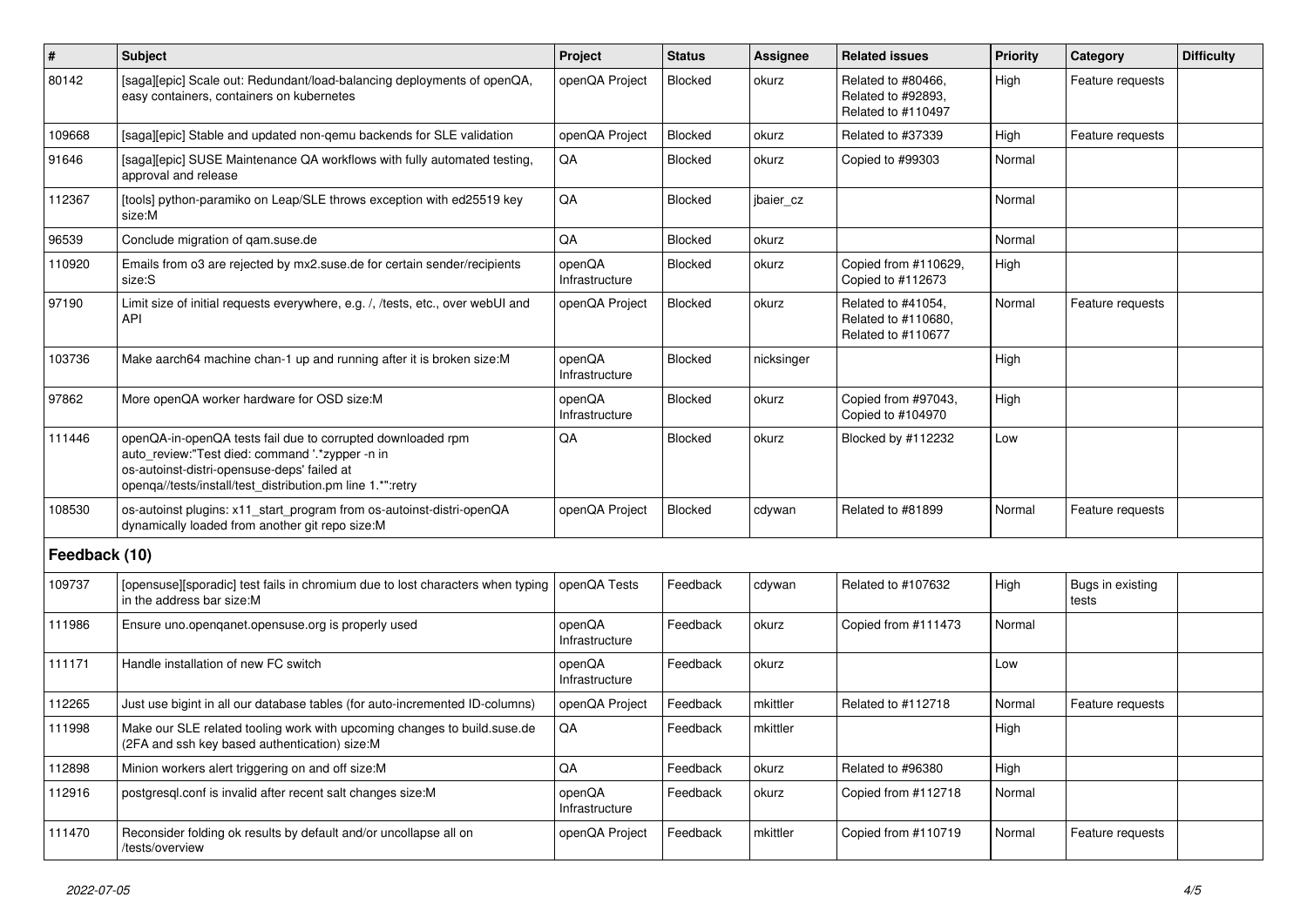| # | Subject | Project | Status | Assignee | Related issues | Priority | Category | Difficulty |
|---|---|---|---|---|---|---|---|---|
| 80142 | [saga][epic] Scale out: Redundant/load-balancing deployments of openQA, easy containers, containers on kubernetes | openQA Project | Blocked | okurz | Related to #80466, Related to #92893, Related to #110497 | High | Feature requests | |
| 109668 | [saga][epic] Stable and updated non-qemu backends for SLE validation | openQA Project | Blocked | okurz | Related to #37339 | High | Feature requests | |
| 91646 | [saga][epic] SUSE Maintenance QA workflows with fully automated testing, approval and release | QA | Blocked | okurz | Copied to #99303 | Normal | | |
| 112367 | [tools] python-paramiko on Leap/SLE throws exception with ed25519 key size:M | QA | Blocked | jbaier_cz | | Normal | | |
| 96539 | Conclude migration of qam.suse.de | QA | Blocked | okurz | | Normal | | |
| 110920 | Emails from o3 are rejected by mx2.suse.de for certain sender/recipients size:S | openQA Infrastructure | Blocked | okurz | Copied from #110629, Copied to #112673 | High | | |
| 97190 | Limit size of initial requests everywhere, e.g. /, /tests, etc., over webUI and API | openQA Project | Blocked | okurz | Related to #41054, Related to #110680, Related to #110677 | Normal | Feature requests | |
| 103736 | Make aarch64 machine chan-1 up and running after it is broken size:M | openQA Infrastructure | Blocked | nicksinger | | High | | |
| 97862 | More openQA worker hardware for OSD size:M | openQA Infrastructure | Blocked | okurz | Copied from #97043, Copied to #104970 | High | | |
| 111446 | openQA-in-openQA tests fail due to corrupted downloaded rpm auto_review:"Test died: command '.*zypper -n in os-autoinst-distri-opensuse-deps' failed at openqa//tests/install/test_distribution.pm line 1.*":retry | QA | Blocked | okurz | Blocked by #112232 | Low | | |
| 108530 | os-autoinst plugins: x11_start_program from os-autoinst-distri-openQA dynamically loaded from another git repo size:M | openQA Project | Blocked | cdywan | Related to #81899 | Normal | Feature requests | |
| **Feedback (10)** | | | | | | | | |
| 109737 | [opensuse][sporadic] test fails in chromium due to lost characters when typing in the address bar size:M | openQA Tests | Feedback | cdywan | Related to #107632 | High | Bugs in existing tests | |
| 111986 | Ensure uno.openqanet.opensuse.org is properly used | openQA Infrastructure | Feedback | okurz | Copied from #111473 | Normal | | |
| 111171 | Handle installation of new FC switch | openQA Infrastructure | Feedback | okurz | | Low | | |
| 112265 | Just use bigint in all our database tables (for auto-incremented ID-columns) | openQA Project | Feedback | mkittler | Related to #112718 | Normal | Feature requests | |
| 111998 | Make our SLE related tooling work with upcoming changes to build.suse.de (2FA and ssh key based authentication) size:M | QA | Feedback | mkittler | | High | | |
| 112898 | Minion workers alert triggering on and off size:M | QA | Feedback | okurz | Related to #96380 | High | | |
| 112916 | postgresql.conf is invalid after recent salt changes size:M | openQA Infrastructure | Feedback | okurz | Copied from #112718 | Normal | | |
| 111470 | Reconsider folding ok results by default and/or uncollapse all on /tests/overview | openQA Project | Feedback | mkittler | Copied from #110719 | Normal | Feature requests | |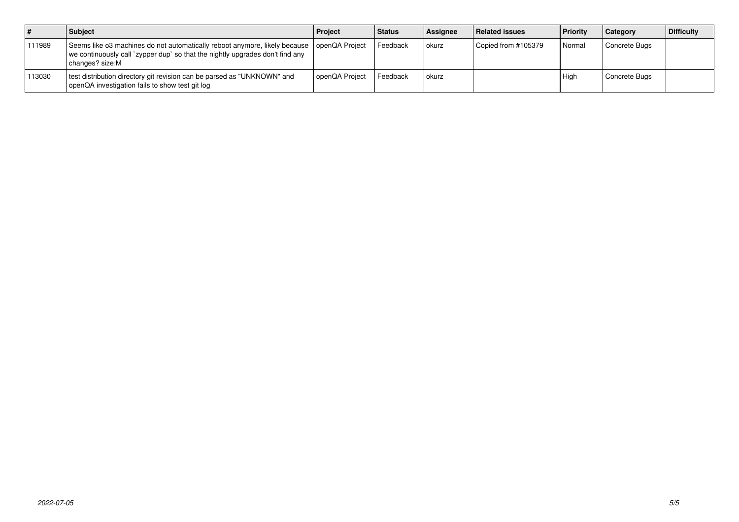| # | Subject | Project | Status | Assignee | Related issues | Priority | Category | Difficulty |
|---|---|---|---|---|---|---|---|---|
| 111989 | Seems like o3 machines do not automatically reboot anymore, likely because we continuously call `zypper dup` so that the nightly upgrades don't find any changes? size:M | openQA Project | Feedback | okurz | Copied from #105379 | Normal | Concrete Bugs | |
| 113030 | test distribution directory git revision can be parsed as "UNKNOWN" and openQA investigation fails to show test git log | openQA Project | Feedback | okurz | | High | Concrete Bugs | |